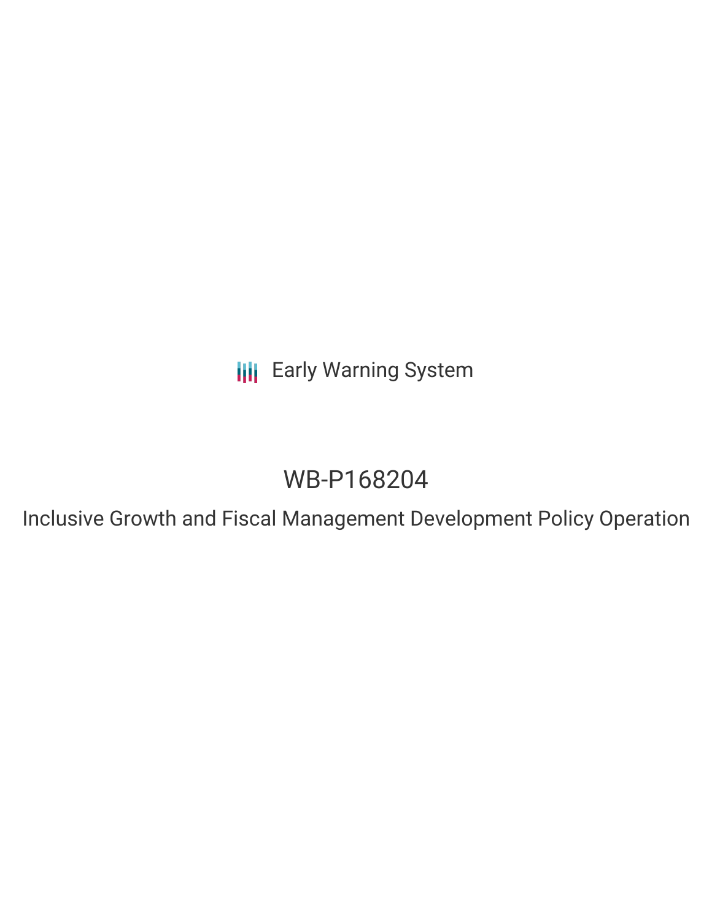Early Warning System

# WB-P168204

## Inclusive Growth and Fiscal Management Development Policy Operation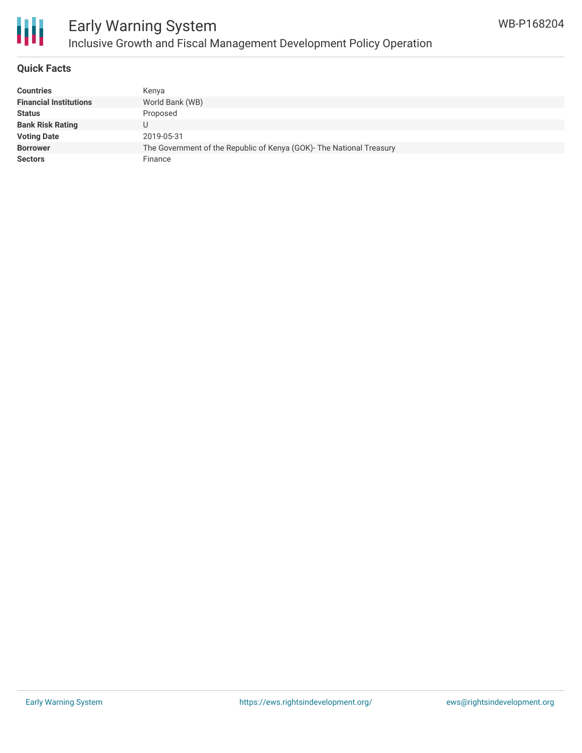# Early Warning System

## Inclusive Growth and Fiscal Management Development Policy Operation

WB-P168204

### Quick Facts

| | |
|---|---|
| **Countries** | Kenya |
| **Financial Institutions** | World Bank (WB) |
| **Status** | Proposed |
| **Bank Risk Rating** | U |
| **Voting Date** | 2019-05-31 |
| **Borrower** | The Government of the Republic of Kenya (GOK)- The National Treasury |
| **Sectors** | Finance |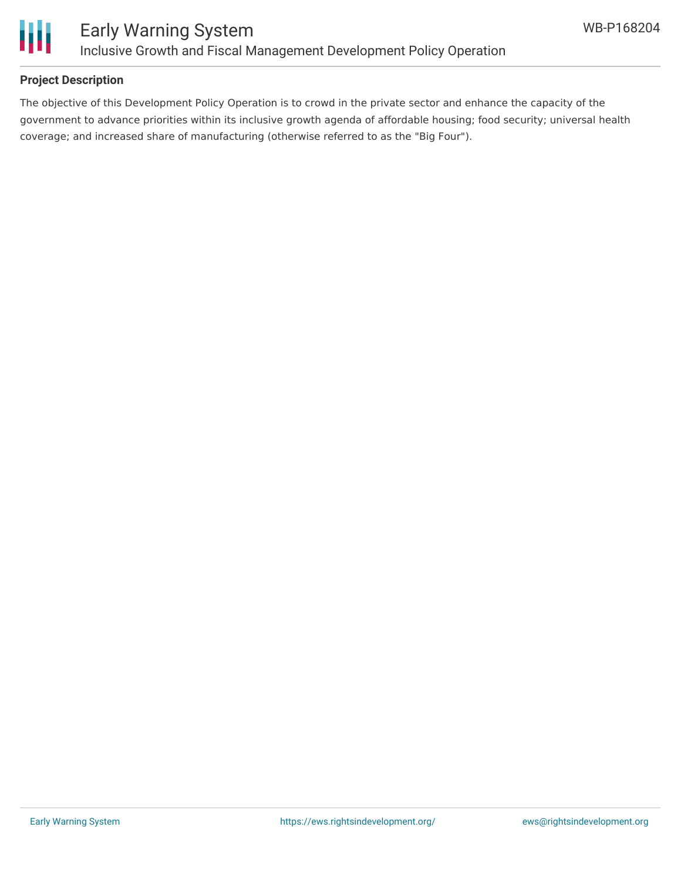## Project Description

The objective of this Development Policy Operation is to crowd in the private sector and enhance the capacity of the government to advance priorities within its inclusive growth agenda of affordable housing; food security; universal health coverage; and increased share of manufacturing (otherwise referred to as the "Big Four").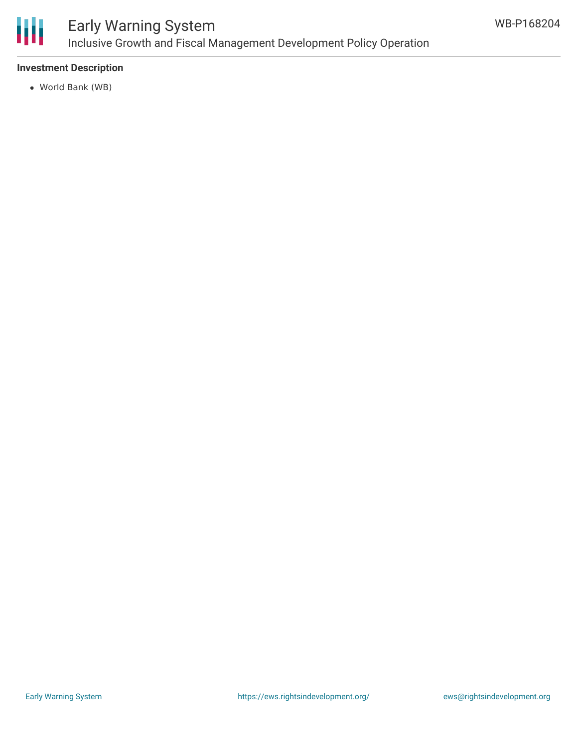### Investment Description

- World Bank (WB)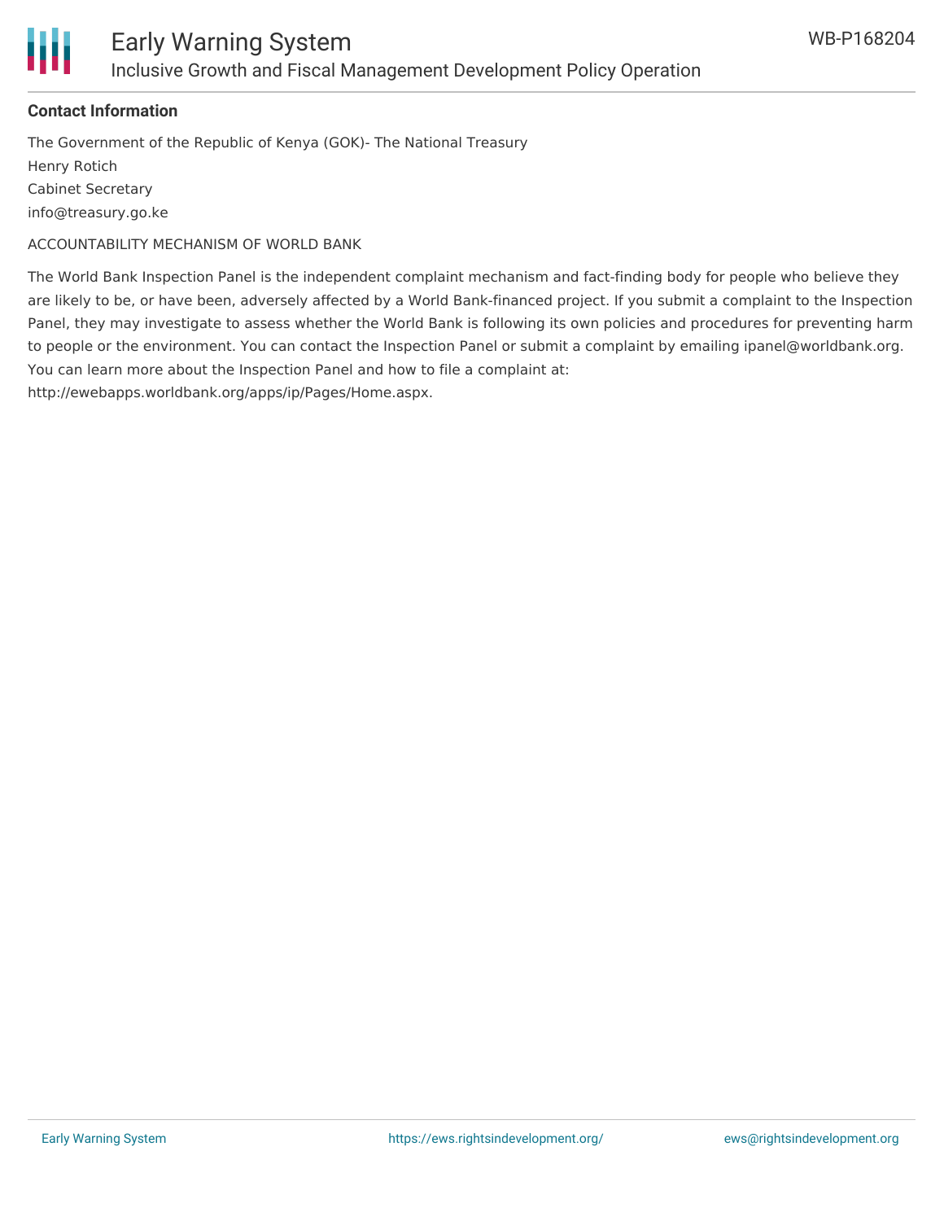**Contact Information**

The Government of the Republic of Kenya (GOK)- The National Treasury
Henry Rotich
Cabinet Secretary
info@treasury.go.ke

ACCOUNTABILITY MECHANISM OF WORLD BANK

The World Bank Inspection Panel is the independent complaint mechanism and fact-finding body for people who believe they are likely to be, or have been, adversely affected by a World Bank-financed project. If you submit a complaint to the Inspection Panel, they may investigate to assess whether the World Bank is following its own policies and procedures for preventing harm to people or the environment. You can contact the Inspection Panel or submit a complaint by emailing ipanel@worldbank.org. You can learn more about the Inspection Panel and how to file a complaint at: http://ewebapps.worldbank.org/apps/ip/Pages/Home.aspx.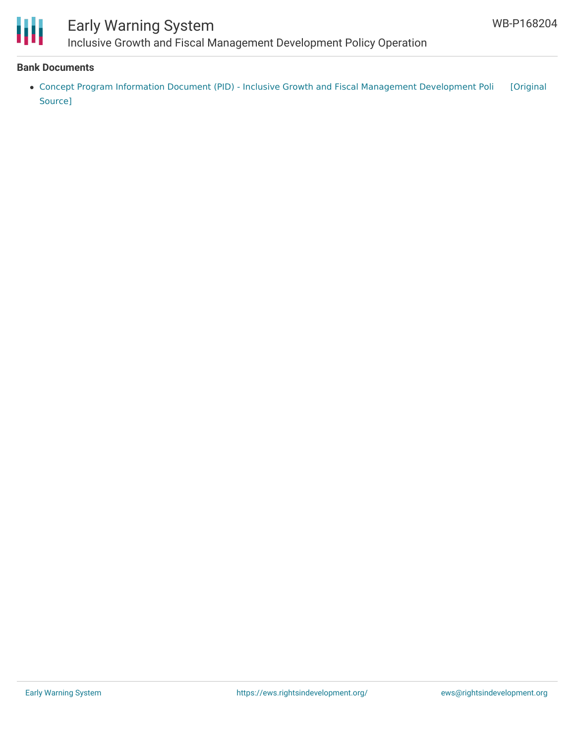**Bank Documents**

- Concept Program Information Document (PID) - Inclusive Growth and Fiscal Management Development Poli [Original Source]